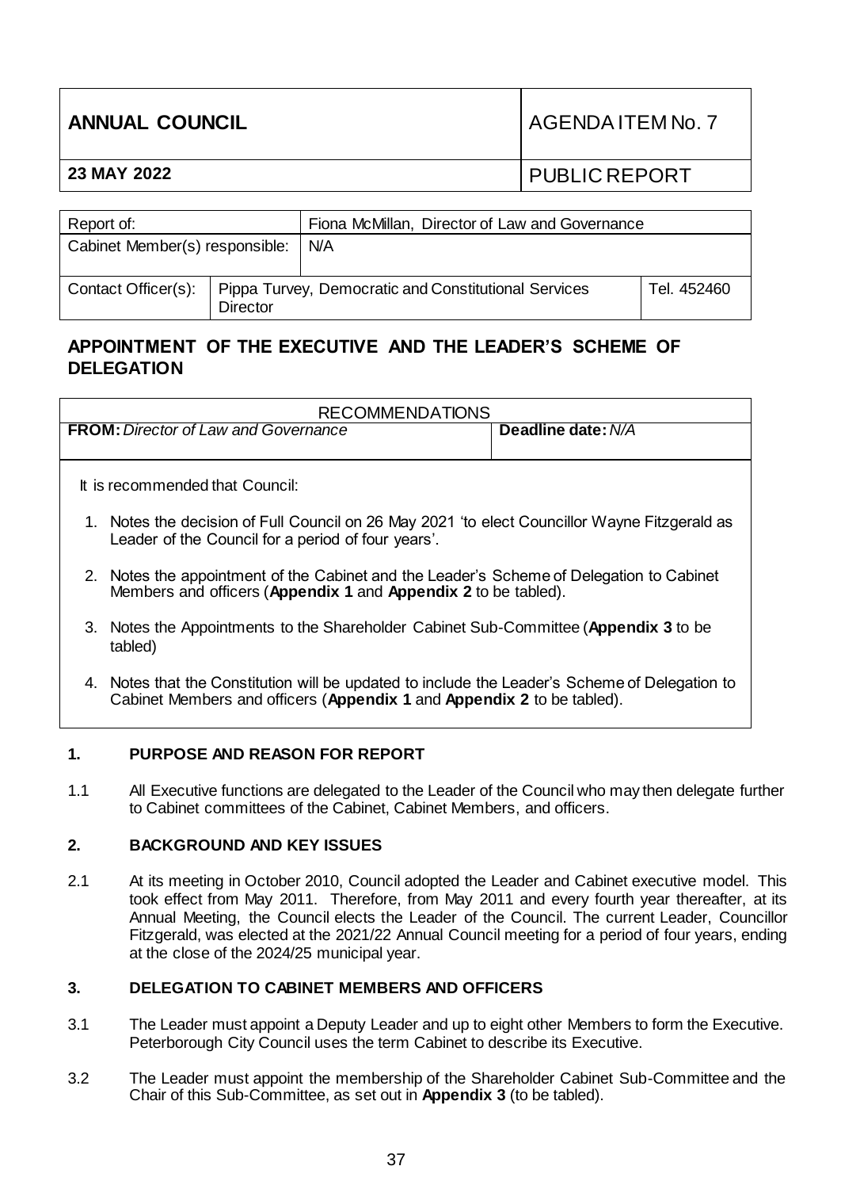| ANNUAL COUNCIL | AGENDA ITEM No. 7 |
| --- | --- |
| **23 MAY 2022** | PUBLIC REPORT |

| Report of: | | Fiona McMillan, Director of Law and Governance | |
| --- | --- | --- | --- |
| Cabinet Member(s) responsible: | | N/A | |
| Contact Officer(s): | Pippa Turvey, Democratic and Constitutional Services Director | | Tel. 452460 |

## APPOINTMENT OF THE EXECUTIVE AND THE LEADER'S SCHEME OF DELEGATION

| RECOMMENDATIONS | |
| --- | --- |
| **FROM:** *Director of Law and Governance* | **Deadline date:** *N/A* |

It is recommended that Council:

1. Notes the decision of Full Council on 26 May 2021 'to elect Councillor Wayne Fitzgerald as Leader of the Council for a period of four years'.
2. Notes the appointment of the Cabinet and the Leader's Scheme of Delegation to Cabinet Members and officers (**Appendix 1** and **Appendix 2** to be tabled).
3. Notes the Appointments to the Shareholder Cabinet Sub-Committee (**Appendix 3** to be tabled)
4. Notes that the Constitution will be updated to include the Leader's Scheme of Delegation to Cabinet Members and officers (**Appendix 1** and **Appendix 2** to be tabled).

### 1. PURPOSE AND REASON FOR REPORT

1.1 All Executive functions are delegated to the Leader of the Council who may then delegate further to Cabinet committees of the Cabinet, Cabinet Members, and officers.

### 2. BACKGROUND AND KEY ISSUES

2.1 At its meeting in October 2010, Council adopted the Leader and Cabinet executive model. This took effect from May 2011. Therefore, from May 2011 and every fourth year thereafter, at its Annual Meeting, the Council elects the Leader of the Council. The current Leader, Councillor Fitzgerald, was elected at the 2021/22 Annual Council meeting for a period of four years, ending at the close of the 2024/25 municipal year.

### 3. DELEGATION TO CABINET MEMBERS AND OFFICERS

3.1 The Leader must appoint a Deputy Leader and up to eight other Members to form the Executive. Peterborough City Council uses the term Cabinet to describe its Executive.

3.2 The Leader must appoint the membership of the Shareholder Cabinet Sub-Committee and the Chair of this Sub-Committee, as set out in **Appendix 3** (to be tabled).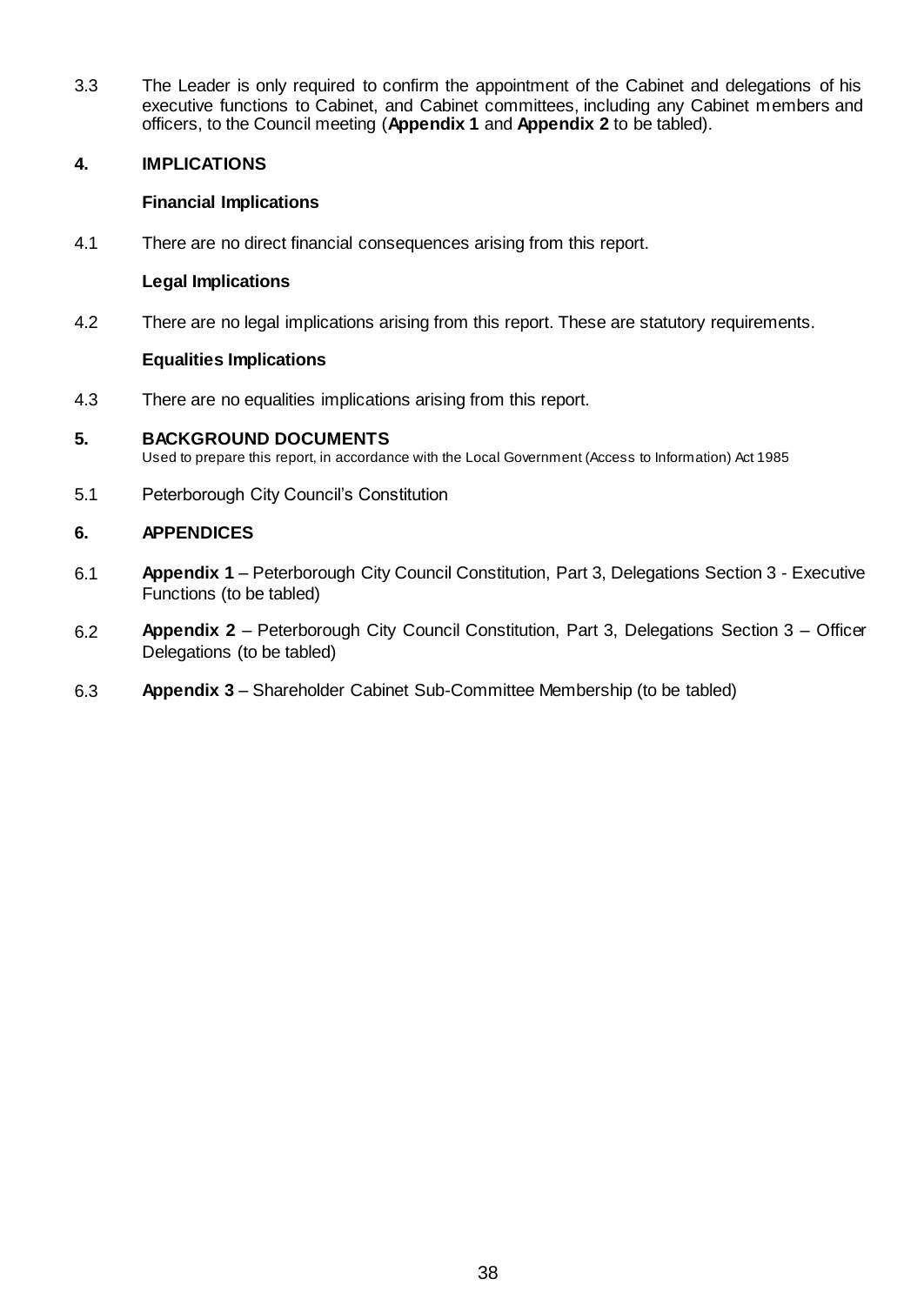3.3 The Leader is only required to confirm the appointment of the Cabinet and delegations of his executive functions to Cabinet, and Cabinet committees, including any Cabinet members and officers, to the Council meeting (**Appendix 1** and **Appendix 2** to be tabled).

## 4. IMPLICATIONS

### Financial Implications

4.1 There are no direct financial consequences arising from this report.

### Legal Implications

4.2 There are no legal implications arising from this report. These are statutory requirements.

### Equalities Implications

4.3 There are no equalities implications arising from this report.

## 5. BACKGROUND DOCUMENTS

Used to prepare this report, in accordance with the Local Government (Access to Information) Act 1985

5.1 Peterborough City Council's Constitution

## 6. APPENDICES

6.1 **Appendix 1** – Peterborough City Council Constitution, Part 3, Delegations Section 3 - Executive Functions (to be tabled)

6.2 **Appendix 2** – Peterborough City Council Constitution, Part 3, Delegations Section 3 – Officer Delegations (to be tabled)

6.3 **Appendix 3** – Shareholder Cabinet Sub-Committee Membership (to be tabled)